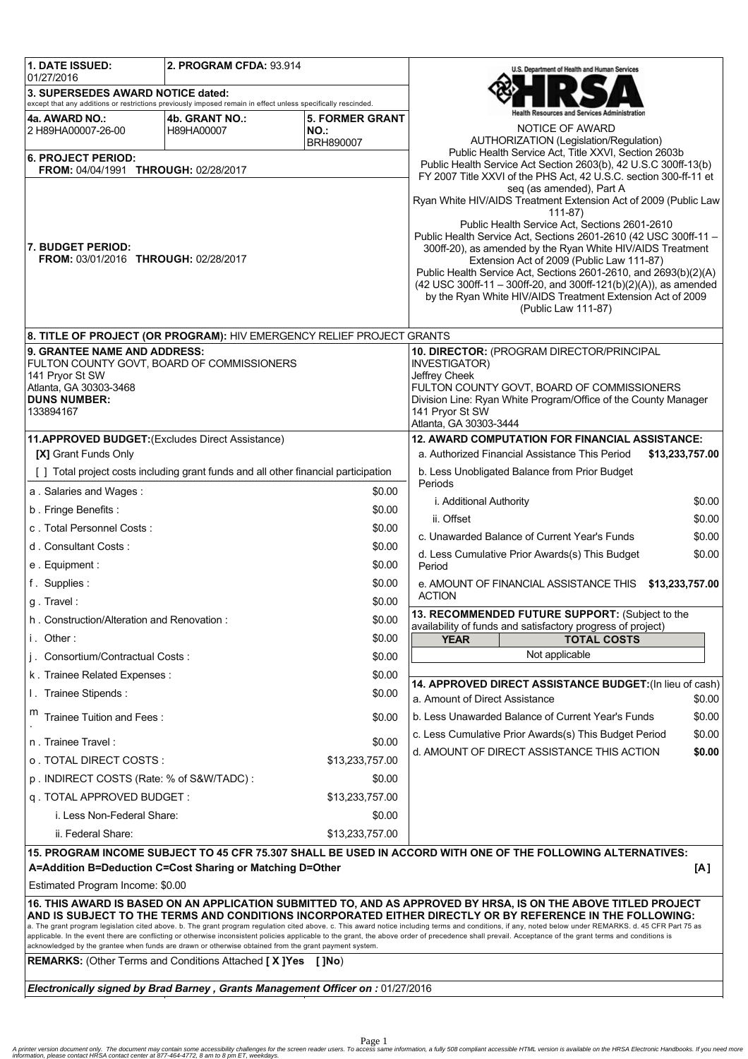| 1. DATE ISSUED: 01/27/2016 | 2. PROGRAM CFDA: 93.914 | |
|---|---|---|
| **3. SUPERSEDES AWARD NOTICE dated:** except that any additions or restrictions previously imposed remain in effect unless specifically rescinded. | | |
| **4a. AWARD NO.:** 2 H89HA00007-26-00 | **4b. GRANT NO.:** H89HA00007 | **5. FORMER GRANT NO.:** BRH890007 |
| **6. PROJECT PERIOD:** FROM: 04/04/1991 THROUGH: 02/28/2017 | | |
| **7. BUDGET PERIOD:** FROM: 03/01/2016 THROUGH: 02/28/2017 | | |

U.S. Department of Health and Human Services
HRSA
Health Resources and Services Administration

NOTICE OF AWARD

AUTHORIZATION (Legislation/Regulation)
Public Health Service Act, Title XXVI, Section 2603b
Public Health Service Act Section 2603(b), 42 U.S.C 300ff-13(b)
FY 2007 Title XXVI of the PHS Act, 42 U.S.C. section 300-ff-11 et seq (as amended), Part A
Ryan White HIV/AIDS Treatment Extension Act of 2009 (Public Law 111-87)
Public Health Service Act, Sections 2601-2610
Public Health Service Act, Sections 2601-2610 (42 USC 300ff-11 – 300ff-20), as amended by the Ryan White HIV/AIDS Treatment Extension Act of 2009 (Public Law 111-87)
Public Health Service Act, Sections 2601-2610, and 2693(b)(2)(A) (42 USC 300ff-11 – 300ff-20, and 300ff-121(b)(2)(A)), as amended by the Ryan White HIV/AIDS Treatment Extension Act of 2009 (Public Law 111-87)

**8. TITLE OF PROJECT (OR PROGRAM):** HIV EMERGENCY RELIEF PROJECT GRANTS

**9. GRANTEE NAME AND ADDRESS:**
FULTON COUNTY GOVT, BOARD OF COMMISSIONERS
141 Pryor St SW
Atlanta, GA 30303-3468
**DUNS NUMBER:**
133894167

**10. DIRECTOR:** (PROGRAM DIRECTOR/PRINCIPAL INVESTIGATOR)
Jeffrey Cheek
FULTON COUNTY GOVT, BOARD OF COMMISSIONERS
Division Line: Ryan White Program/Office of the County Manager
141 Pryor St SW
Atlanta, GA 30303-3444

**11. APPROVED BUDGET:** (Excludes Direct Assistance)

**[X]** Grant Funds Only

[ ] Total project costs including grant funds and all other financial participation

| Item | Amount |
|---|---|
| a . Salaries and Wages : | $0.00 |
| b . Fringe Benefits : | $0.00 |
| c . Total Personnel Costs : | $0.00 |
| d . Consultant Costs : | $0.00 |
| e . Equipment : | $0.00 |
| f . Supplies : | $0.00 |
| g . Travel : | $0.00 |
| h . Construction/Alteration and Renovation : | $0.00 |
| i . Other : | $0.00 |
| j . Consortium/Contractual Costs : | $0.00 |
| k . Trainee Related Expenses : | $0.00 |
| l . Trainee Stipends : | $0.00 |
| m . Trainee Tuition and Fees : | $0.00 |
| n . Trainee Travel : | $0.00 |
| o . TOTAL DIRECT COSTS : | $13,233,757.00 |
| p . INDIRECT COSTS (Rate: % of S&W/TADC) : | $0.00 |
| q . TOTAL APPROVED BUDGET : | $13,233,757.00 |
| i. Less Non-Federal Share: | $0.00 |
| ii. Federal Share: | $13,233,757.00 |

**12. AWARD COMPUTATION FOR FINANCIAL ASSISTANCE:**

| Item | Amount |
|---|---|
| a. Authorized Financial Assistance This Period | $13,233,757.00 |
| b. Less Unobligated Balance from Prior Budget Periods | |
| i. Additional Authority | $0.00 |
| ii. Offset | $0.00 |
| c. Unawarded Balance of Current Year's Funds | $0.00 |
| d. Less Cumulative Prior Awards(s) This Budget Period | $0.00 |
| e. AMOUNT OF FINANCIAL ASSISTANCE THIS ACTION | $13,233,757.00 |

**13. RECOMMENDED FUTURE SUPPORT:** (Subject to the availability of funds and satisfactory progress of project)

| YEAR | TOTAL COSTS |
|---|---|
| Not applicable | |

**14. APPROVED DIRECT ASSISTANCE BUDGET:** (In lieu of cash)

| Item | Amount |
|---|---|
| a. Amount of Direct Assistance | $0.00 |
| b. Less Unawarded Balance of Current Year's Funds | $0.00 |
| c. Less Cumulative Prior Awards(s) This Budget Period | $0.00 |
| d. AMOUNT OF DIRECT ASSISTANCE THIS ACTION | **$0.00** |

**15. PROGRAM INCOME SUBJECT TO 45 CFR 75.307 SHALL BE USED IN ACCORD WITH ONE OF THE FOLLOWING ALTERNATIVES:**
**A=Addition B=Deduction C=Cost Sharing or Matching D=Other** **[A]**

Estimated Program Income: $0.00

**16. THIS AWARD IS BASED ON AN APPLICATION SUBMITTED TO, AND AS APPROVED BY HRSA, IS ON THE ABOVE TITLED PROJECT AND IS SUBJECT TO THE TERMS AND CONDITIONS INCORPORATED EITHER DIRECTLY OR BY REFERENCE IN THE FOLLOWING:**
a. The grant program legislation cited above. b. The grant program regulation cited above. c. This award notice including terms and conditions, if any, noted below under REMARKS. d. 45 CFR Part 75 as applicable. In the event there are conflicting or otherwise inconsistent policies applicable to the grant, the above order of precedence shall prevail. Acceptance of the grant terms and conditions is acknowledged by the grantee when funds are drawn or otherwise obtained from the grant payment system.

**REMARKS:** (Other Terms and Conditions Attached **[ X ]Yes [ ]No**)

***Electronically signed by Brad Barney , Grants Management Officer on :*** 01/27/2016

A printer version document only. The document may contain some accessibility challenges for the screen reader users. To access same information, a fully 508 compliant accessible HTML version is available on the HRSA Electronic Handbooks. If you need more information, please contact HRSA contact center at 877-464-4772, 8 am to 8 pm ET, weekdays.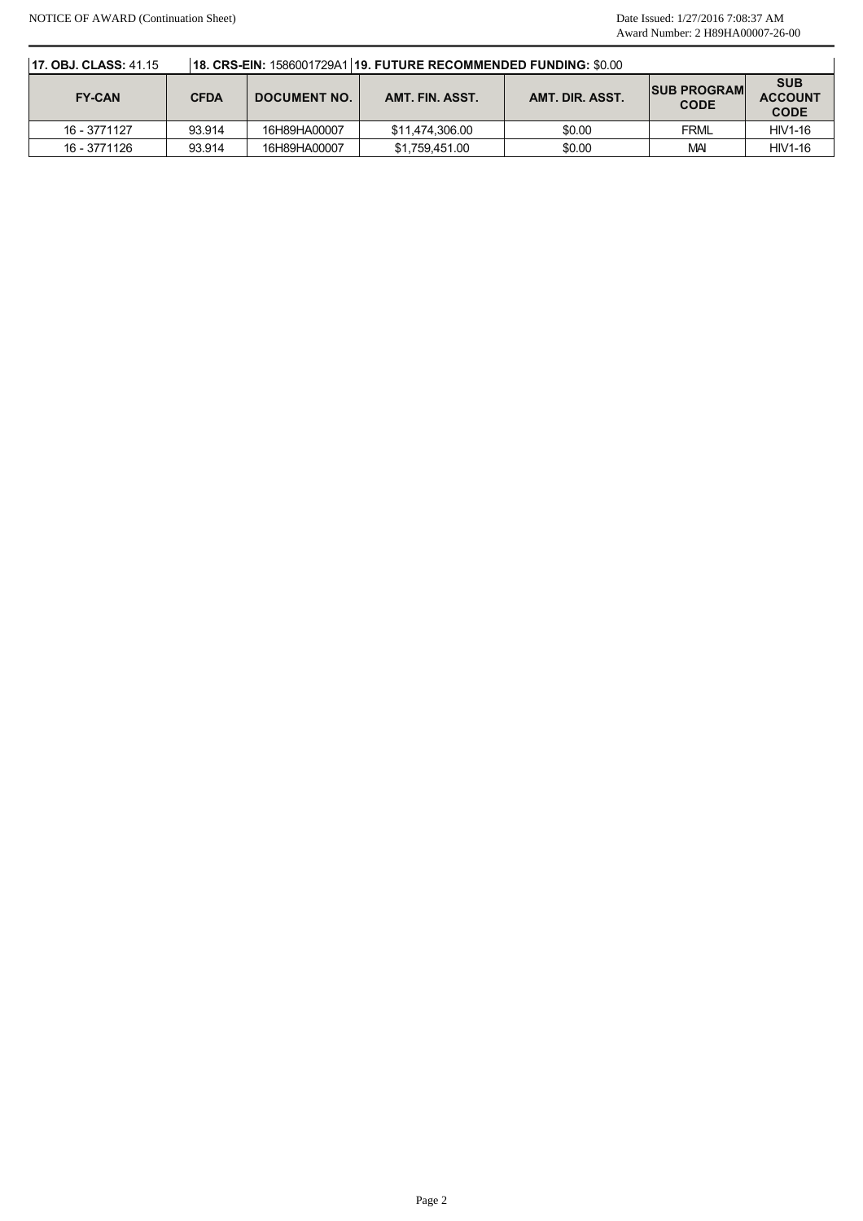**17. OBJ. CLASS:** 41.15 | **18. CRS-EIN:** 1586001729A1 | **19. FUTURE RECOMMENDED FUNDING:** $0.00

| FY-CAN | CFDA | DOCUMENT NO. | AMT. FIN. ASST. | AMT. DIR. ASST. | SUB PROGRAM CODE | SUB ACCOUNT CODE |
|---|---|---|---|---|---|---|
| 16 - 3771127 | 93.914 | 16H89HA00007 | $11,474,306.00 | $0.00 | FRML | HIV1-16 |
| 16 - 3771126 | 93.914 | 16H89HA00007 | $1,759,451.00 | $0.00 | MAI | HIV1-16 |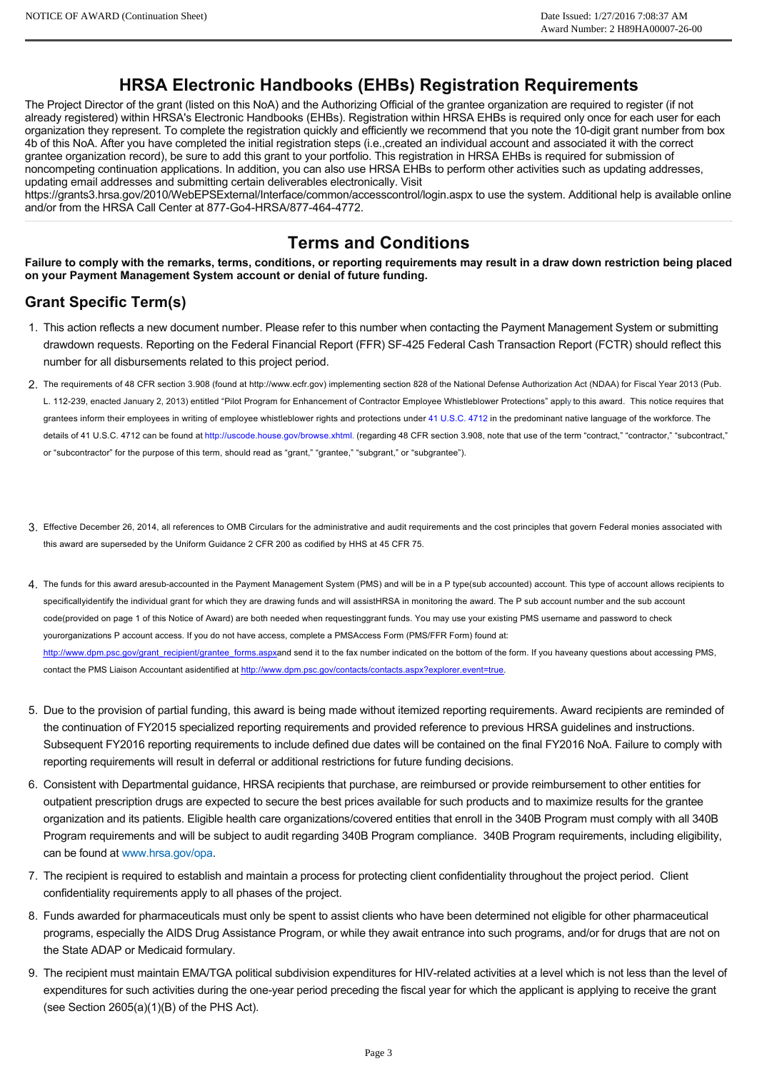## HRSA Electronic Handbooks (EHBs) Registration Requirements

The Project Director of the grant (listed on this NoA) and the Authorizing Official of the grantee organization are required to register (if not already registered) within HRSA's Electronic Handbooks (EHBs). Registration within HRSA EHBs is required only once for each user for each organization they represent. To complete the registration quickly and efficiently we recommend that you note the 10-digit grant number from box 4b of this NoA. After you have completed the initial registration steps (i.e.,created an individual account and associated it with the correct grantee organization record), be sure to add this grant to your portfolio. This registration in HRSA EHBs is required for submission of noncompeting continuation applications. In addition, you can also use HRSA EHBs to perform other activities such as updating addresses, updating email addresses and submitting certain deliverables electronically. Visit https://grants3.hrsa.gov/2010/WebEPSExternal/Interface/common/accesscontrol/login.aspx to use the system. Additional help is available online and/or from the HRSA Call Center at 877-Go4-HRSA/877-464-4772.

## Terms and Conditions

**Failure to comply with the remarks, terms, conditions, or reporting requirements may result in a draw down restriction being placed on your Payment Management System account or denial of future funding.**

### Grant Specific Term(s)

1. This action reflects a new document number. Please refer to this number when contacting the Payment Management System or submitting drawdown requests. Reporting on the Federal Financial Report (FFR) SF-425 Federal Cash Transaction Report (FCTR) should reflect this number for all disbursements related to this project period.
2. The requirements of 48 CFR section 3.908 (found at http://www.ecfr.gov) implementing section 828 of the National Defense Authorization Act (NDAA) for Fiscal Year 2013 (Pub. L. 112-239, enacted January 2, 2013) entitled "Pilot Program for Enhancement of Contractor Employee Whistleblower Protections" apply to this award. This notice requires that grantees inform their employees in writing of employee whistleblower rights and protections under 41 U.S.C. 4712 in the predominant native language of the workforce. The details of 41 U.S.C. 4712 can be found at http://uscode.house.gov/browse.xhtml. (regarding 48 CFR section 3.908, note that use of the term "contract," "contractor," "subcontract," or "subcontractor" for the purpose of this term, should read as "grant," "grantee," "subgrant," or "subgrantee").
3. Effective December 26, 2014, all references to OMB Circulars for the administrative and audit requirements and the cost principles that govern Federal monies associated with this award are superseded by the Uniform Guidance 2 CFR 200 as codified by HHS at 45 CFR 75.
4. The funds for this award aresub-accounted in the Payment Management System (PMS) and will be in a P type(sub accounted) account. This type of account allows recipients to specificallyidentify the individual grant for which they are drawing funds and will assistHRSA in monitoring the award. The P sub account number and the sub account code(provided on page 1 of this Notice of Award) are both needed when requestinggrant funds. You may use your existing PMS username and password to check yourorganizations P account access. If you do not have access, complete a PMSAccess Form (PMS/FFR Form) found at: http://www.dpm.psc.gov/grant_recipient/grantee_forms.aspxand send it to the fax number indicated on the bottom of the form. If you haveany questions about accessing PMS, contact the PMS Liaison Accountant asidentified at http://www.dpm.psc.gov/contacts/contacts.aspx?explorer.event=true.
5. Due to the provision of partial funding, this award is being made without itemized reporting requirements. Award recipients are reminded of the continuation of FY2015 specialized reporting requirements and provided reference to previous HRSA guidelines and instructions. Subsequent FY2016 reporting requirements to include defined due dates will be contained on the final FY2016 NoA. Failure to comply with reporting requirements will result in deferral or additional restrictions for future funding decisions.
6. Consistent with Departmental guidance, HRSA recipients that purchase, are reimbursed or provide reimbursement to other entities for outpatient prescription drugs are expected to secure the best prices available for such products and to maximize results for the grantee organization and its patients. Eligible health care organizations/covered entities that enroll in the 340B Program must comply with all 340B Program requirements and will be subject to audit regarding 340B Program compliance. 340B Program requirements, including eligibility, can be found at www.hrsa.gov/opa.
7. The recipient is required to establish and maintain a process for protecting client confidentiality throughout the project period. Client confidentiality requirements apply to all phases of the project.
8. Funds awarded for pharmaceuticals must only be spent to assist clients who have been determined not eligible for other pharmaceutical programs, especially the AIDS Drug Assistance Program, or while they await entrance into such programs, and/or for drugs that are not on the State ADAP or Medicaid formulary.
9. The recipient must maintain EMA/TGA political subdivision expenditures for HIV-related activities at a level which is not less than the level of expenditures for such activities during the one-year period preceding the fiscal year for which the applicant is applying to receive the grant (see Section 2605(a)(1)(B) of the PHS Act).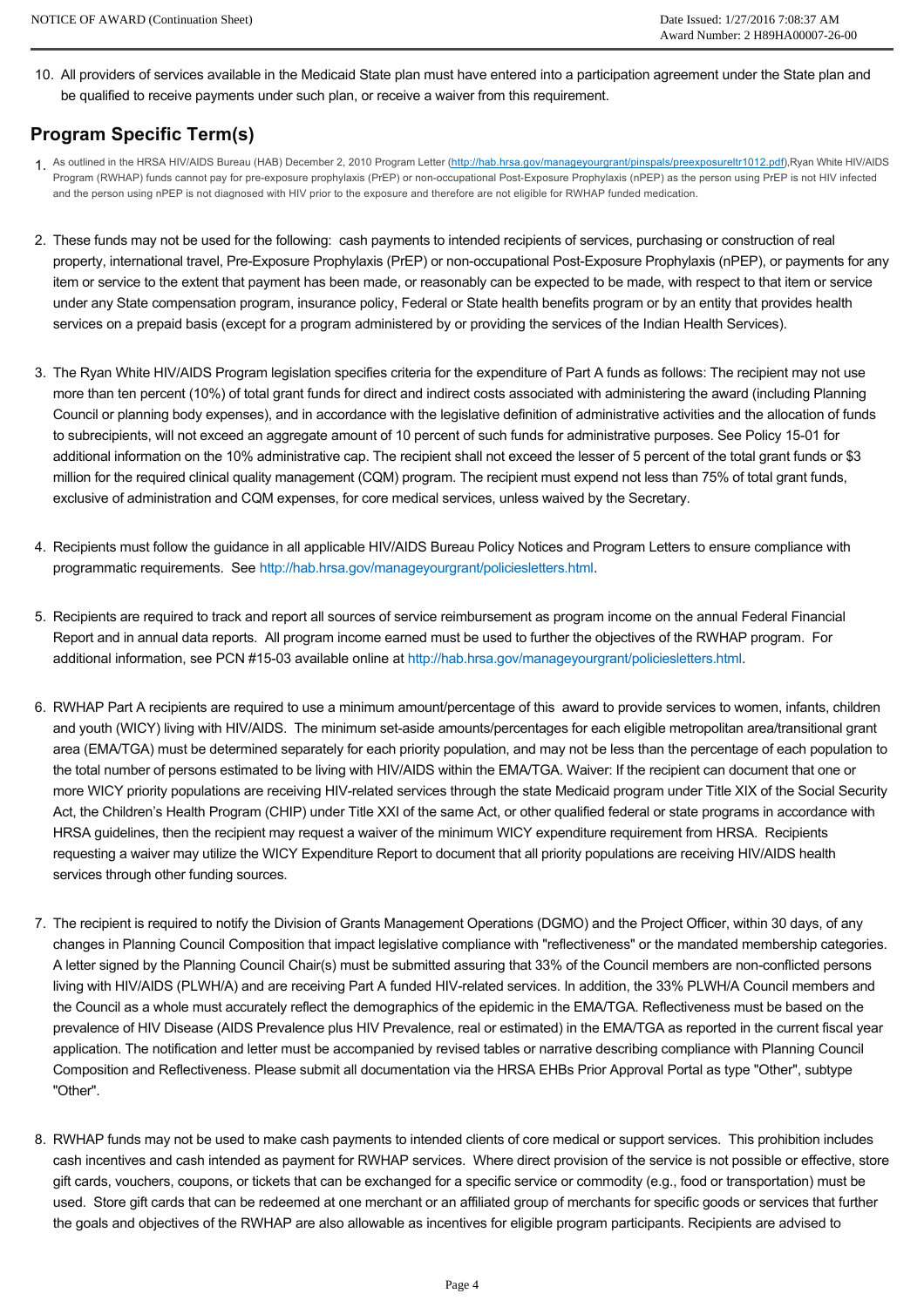10. All providers of services available in the Medicaid State plan must have entered into a participation agreement under the State plan and be qualified to receive payments under such plan, or receive a waiver from this requirement.

## Program Specific Term(s)

1. As outlined in the HRSA HIV/AIDS Bureau (HAB) December 2, 2010 Program Letter (http://hab.hrsa.gov/manageyourgrant/pinspals/preexposureltr1012.pdf),Ryan White HIV/AIDS Program (RWHAP) funds cannot pay for pre-exposure prophylaxis (PrEP) or non-occupational Post-Exposure Prophylaxis (nPEP) as the person using PrEP is not HIV infected and the person using nPEP is not diagnosed with HIV prior to the exposure and therefore are not eligible for RWHAP funded medication.

2. These funds may not be used for the following: cash payments to intended recipients of services, purchasing or construction of real property, international travel, Pre-Exposure Prophylaxis (PrEP) or non-occupational Post-Exposure Prophylaxis (nPEP), or payments for any item or service to the extent that payment has been made, or reasonably can be expected to be made, with respect to that item or service under any State compensation program, insurance policy, Federal or State health benefits program or by an entity that provides health services on a prepaid basis (except for a program administered by or providing the services of the Indian Health Services).

3. The Ryan White HIV/AIDS Program legislation specifies criteria for the expenditure of Part A funds as follows: The recipient may not use more than ten percent (10%) of total grant funds for direct and indirect costs associated with administering the award (including Planning Council or planning body expenses), and in accordance with the legislative definition of administrative activities and the allocation of funds to subrecipients, will not exceed an aggregate amount of 10 percent of such funds for administrative purposes. See Policy 15-01 for additional information on the 10% administrative cap. The recipient shall not exceed the lesser of 5 percent of the total grant funds or $3 million for the required clinical quality management (CQM) program. The recipient must expend not less than 75% of total grant funds, exclusive of administration and CQM expenses, for core medical services, unless waived by the Secretary.

4. Recipients must follow the guidance in all applicable HIV/AIDS Bureau Policy Notices and Program Letters to ensure compliance with programmatic requirements. See http://hab.hrsa.gov/manageyourgrant/policiesletters.html.

5. Recipients are required to track and report all sources of service reimbursement as program income on the annual Federal Financial Report and in annual data reports. All program income earned must be used to further the objectives of the RWHAP program. For additional information, see PCN #15-03 available online at http://hab.hrsa.gov/manageyourgrant/policiesletters.html.

6. RWHAP Part A recipients are required to use a minimum amount/percentage of this award to provide services to women, infants, children and youth (WICY) living with HIV/AIDS. The minimum set-aside amounts/percentages for each eligible metropolitan area/transitional grant area (EMA/TGA) must be determined separately for each priority population, and may not be less than the percentage of each population to the total number of persons estimated to be living with HIV/AIDS within the EMA/TGA. Waiver: If the recipient can document that one or more WICY priority populations are receiving HIV-related services through the state Medicaid program under Title XIX of the Social Security Act, the Children's Health Program (CHIP) under Title XXI of the same Act, or other qualified federal or state programs in accordance with HRSA guidelines, then the recipient may request a waiver of the minimum WICY expenditure requirement from HRSA. Recipients requesting a waiver may utilize the WICY Expenditure Report to document that all priority populations are receiving HIV/AIDS health services through other funding sources.

7. The recipient is required to notify the Division of Grants Management Operations (DGMO) and the Project Officer, within 30 days, of any changes in Planning Council Composition that impact legislative compliance with "reflectiveness" or the mandated membership categories. A letter signed by the Planning Council Chair(s) must be submitted assuring that 33% of the Council members are non-conflicted persons living with HIV/AIDS (PLWH/A) and are receiving Part A funded HIV-related services. In addition, the 33% PLWH/A Council members and the Council as a whole must accurately reflect the demographics of the epidemic in the EMA/TGA. Reflectiveness must be based on the prevalence of HIV Disease (AIDS Prevalence plus HIV Prevalence, real or estimated) in the EMA/TGA as reported in the current fiscal year application. The notification and letter must be accompanied by revised tables or narrative describing compliance with Planning Council Composition and Reflectiveness. Please submit all documentation via the HRSA EHBs Prior Approval Portal as type "Other", subtype "Other".

8. RWHAP funds may not be used to make cash payments to intended clients of core medical or support services. This prohibition includes cash incentives and cash intended as payment for RWHAP services. Where direct provision of the service is not possible or effective, store gift cards, vouchers, coupons, or tickets that can be exchanged for a specific service or commodity (e.g., food or transportation) must be used. Store gift cards that can be redeemed at one merchant or an affiliated group of merchants for specific goods or services that further the goals and objectives of the RWHAP are also allowable as incentives for eligible program participants. Recipients are advised to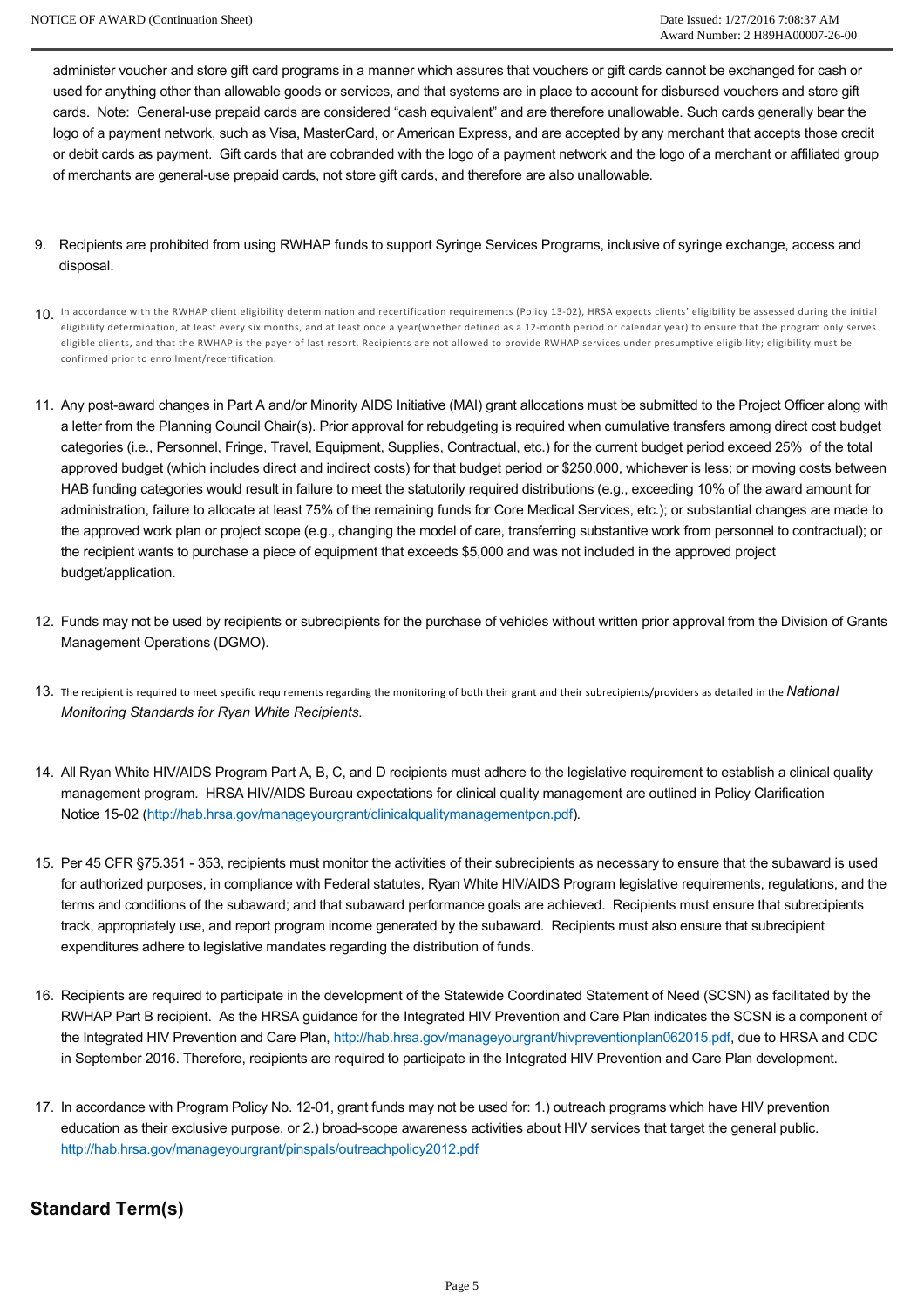administer voucher and store gift card programs in a manner which assures that vouchers or gift cards cannot be exchanged for cash or used for anything other than allowable goods or services, and that systems are in place to account for disbursed vouchers and store gift cards. Note: General-use prepaid cards are considered "cash equivalent" and are therefore unallowable. Such cards generally bear the logo of a payment network, such as Visa, MasterCard, or American Express, and are accepted by any merchant that accepts those credit or debit cards as payment. Gift cards that are cobranded with the logo of a payment network and the logo of a merchant or affiliated group of merchants are general-use prepaid cards, not store gift cards, and therefore are also unallowable.

9. Recipients are prohibited from using RWHAP funds to support Syringe Services Programs, inclusive of syringe exchange, access and disposal.

10. In accordance with the RWHAP client eligibility determination and recertification requirements (Policy 13-02), HRSA expects clients' eligibility be assessed during the initial eligibility determination, at least every six months, and at least once a year(whether defined as a 12-month period or calendar year) to ensure that the program only serves eligible clients, and that the RWHAP is the payer of last resort. Recipients are not allowed to provide RWHAP services under presumptive eligibility; eligibility must be confirmed prior to enrollment/recertification.

11. Any post-award changes in Part A and/or Minority AIDS Initiative (MAI) grant allocations must be submitted to the Project Officer along with a letter from the Planning Council Chair(s). Prior approval for rebudgeting is required when cumulative transfers among direct cost budget categories (i.e., Personnel, Fringe, Travel, Equipment, Supplies, Contractual, etc.) for the current budget period exceed 25% of the total approved budget (which includes direct and indirect costs) for that budget period or $250,000, whichever is less; or moving costs between HAB funding categories would result in failure to meet the statutorily required distributions (e.g., exceeding 10% of the award amount for administration, failure to allocate at least 75% of the remaining funds for Core Medical Services, etc.); or substantial changes are made to the approved work plan or project scope (e.g., changing the model of care, transferring substantive work from personnel to contractual); or the recipient wants to purchase a piece of equipment that exceeds $5,000 and was not included in the approved project budget/application.

12. Funds may not be used by recipients or subrecipients for the purchase of vehicles without written prior approval from the Division of Grants Management Operations (DGMO).

13. The recipient is required to meet specific requirements regarding the monitoring of both their grant and their subrecipients/providers as detailed in the *National Monitoring Standards for Ryan White Recipients.*

14. All Ryan White HIV/AIDS Program Part A, B, C, and D recipients must adhere to the legislative requirement to establish a clinical quality management program. HRSA HIV/AIDS Bureau expectations for clinical quality management are outlined in Policy Clarification Notice 15-02 (http://hab.hrsa.gov/manageyourgrant/clinicalqualitymanagementpcn.pdf).

15. Per 45 CFR §75.351 - 353, recipients must monitor the activities of their subrecipients as necessary to ensure that the subaward is used for authorized purposes, in compliance with Federal statutes, Ryan White HIV/AIDS Program legislative requirements, regulations, and the terms and conditions of the subaward; and that subaward performance goals are achieved. Recipients must ensure that subrecipients track, appropriately use, and report program income generated by the subaward. Recipients must also ensure that subrecipient expenditures adhere to legislative mandates regarding the distribution of funds.

16. Recipients are required to participate in the development of the Statewide Coordinated Statement of Need (SCSN) as facilitated by the RWHAP Part B recipient. As the HRSA guidance for the Integrated HIV Prevention and Care Plan indicates the SCSN is a component of the Integrated HIV Prevention and Care Plan, http://hab.hrsa.gov/manageyourgrant/hivpreventionplan062015.pdf, due to HRSA and CDC in September 2016. Therefore, recipients are required to participate in the Integrated HIV Prevention and Care Plan development.

17. In accordance with Program Policy No. 12-01, grant funds may not be used for: 1.) outreach programs which have HIV prevention education as their exclusive purpose, or 2.) broad-scope awareness activities about HIV services that target the general public. http://hab.hrsa.gov/manageyourgrant/pinspals/outreachpolicy2012.pdf

## Standard Term(s)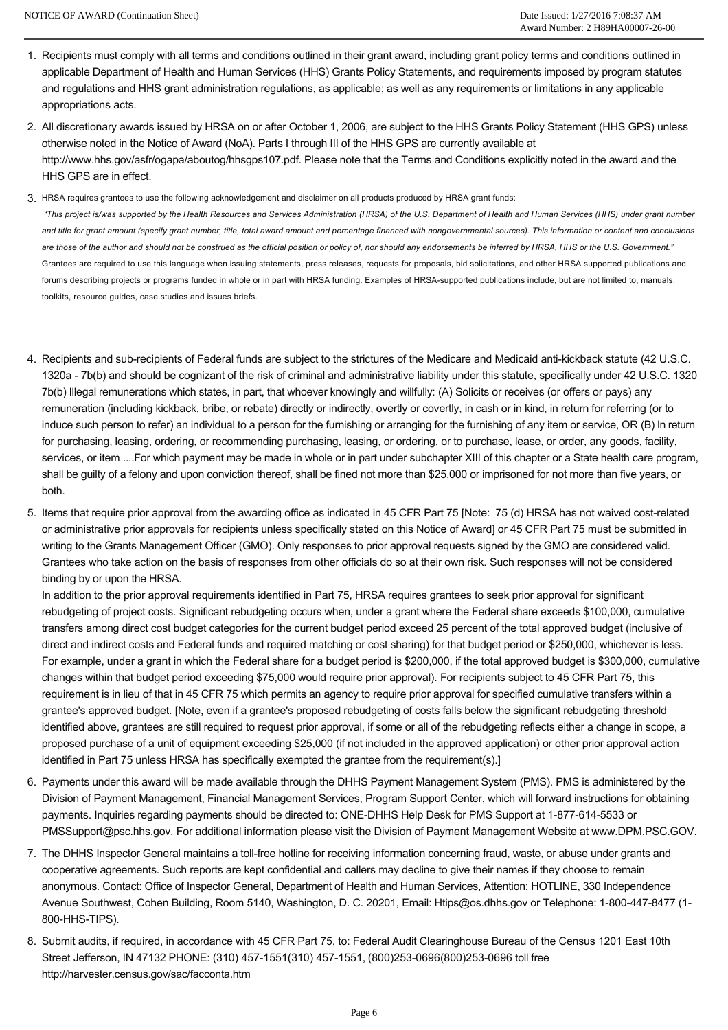1. Recipients must comply with all terms and conditions outlined in their grant award, including grant policy terms and conditions outlined in applicable Department of Health and Human Services (HHS) Grants Policy Statements, and requirements imposed by program statutes and regulations and HHS grant administration regulations, as applicable; as well as any requirements or limitations in any applicable appropriations acts.

2. All discretionary awards issued by HRSA on or after October 1, 2006, are subject to the HHS Grants Policy Statement (HHS GPS) unless otherwise noted in the Notice of Award (NoA). Parts I through III of the HHS GPS are currently available at http://www.hhs.gov/asfr/ogapa/aboutog/hhsgps107.pdf. Please note that the Terms and Conditions explicitly noted in the award and the HHS GPS are in effect.

3. HRSA requires grantees to use the following acknowledgement and disclaimer on all products produced by HRSA grant funds:
   *"This project is/was supported by the Health Resources and Services Administration (HRSA) of the U.S. Department of Health and Human Services (HHS) under grant number and title for grant amount (specify grant number, title, total award amount and percentage financed with nongovernmental sources). This information or content and conclusions are those of the author and should not be construed as the official position or policy of, nor should any endorsements be inferred by HRSA, HHS or the U.S. Government."*
   Grantees are required to use this language when issuing statements, press releases, requests for proposals, bid solicitations, and other HRSA supported publications and forums describing projects or programs funded in whole or in part with HRSA funding. Examples of HRSA-supported publications include, but are not limited to, manuals, toolkits, resource guides, case studies and issues briefs.

4. Recipients and sub-recipients of Federal funds are subject to the strictures of the Medicare and Medicaid anti-kickback statute (42 U.S.C. 1320a - 7b(b) and should be cognizant of the risk of criminal and administrative liability under this statute, specifically under 42 U.S.C. 1320 7b(b) Illegal remunerations which states, in part, that whoever knowingly and willfully: (A) Solicits or receives (or offers or pays) any remuneration (including kickback, bribe, or rebate) directly or indirectly, overtly or covertly, in cash or in kind, in return for referring (or to induce such person to refer) an individual to a person for the furnishing or arranging for the furnishing of any item or service, OR (B) In return for purchasing, leasing, ordering, or recommending purchasing, leasing, or ordering, or to purchase, lease, or order, any goods, facility, services, or item ....For which payment may be made in whole or in part under subchapter XIII of this chapter or a State health care program, shall be guilty of a felony and upon conviction thereof, shall be fined not more than $25,000 or imprisoned for not more than five years, or both.

5. Items that require prior approval from the awarding office as indicated in 45 CFR Part 75 [Note: 75 (d) HRSA has not waived cost-related or administrative prior approvals for recipients unless specifically stated on this Notice of Award] or 45 CFR Part 75 must be submitted in writing to the Grants Management Officer (GMO). Only responses to prior approval requests signed by the GMO are considered valid. Grantees who take action on the basis of responses from other officials do so at their own risk. Such responses will not be considered binding by or upon the HRSA.
   In addition to the prior approval requirements identified in Part 75, HRSA requires grantees to seek prior approval for significant rebudgeting of project costs. Significant rebudgeting occurs when, under a grant where the Federal share exceeds $100,000, cumulative transfers among direct cost budget categories for the current budget period exceed 25 percent of the total approved budget (inclusive of direct and indirect costs and Federal funds and required matching or cost sharing) for that budget period or $250,000, whichever is less. For example, under a grant in which the Federal share for a budget period is $200,000, if the total approved budget is $300,000, cumulative changes within that budget period exceeding $75,000 would require prior approval). For recipients subject to 45 CFR Part 75, this requirement is in lieu of that in 45 CFR 75 which permits an agency to require prior approval for specified cumulative transfers within a grantee's approved budget. [Note, even if a grantee's proposed rebudgeting of costs falls below the significant rebudgeting threshold identified above, grantees are still required to request prior approval, if some or all of the rebudgeting reflects either a change in scope, a proposed purchase of a unit of equipment exceeding $25,000 (if not included in the approved application) or other prior approval action identified in Part 75 unless HRSA has specifically exempted the grantee from the requirement(s).]

6. Payments under this award will be made available through the DHHS Payment Management System (PMS). PMS is administered by the Division of Payment Management, Financial Management Services, Program Support Center, which will forward instructions for obtaining payments. Inquiries regarding payments should be directed to: ONE-DHHS Help Desk for PMS Support at 1-877-614-5533 or PMSSupport@psc.hhs.gov. For additional information please visit the Division of Payment Management Website at www.DPM.PSC.GOV.

7. The DHHS Inspector General maintains a toll-free hotline for receiving information concerning fraud, waste, or abuse under grants and cooperative agreements. Such reports are kept confidential and callers may decline to give their names if they choose to remain anonymous. Contact: Office of Inspector General, Department of Health and Human Services, Attention: HOTLINE, 330 Independence Avenue Southwest, Cohen Building, Room 5140, Washington, D. C. 20201, Email: Htips@os.dhhs.gov or Telephone: 1-800-447-8477 (1-800-HHS-TIPS).

8. Submit audits, if required, in accordance with 45 CFR Part 75, to: Federal Audit Clearinghouse Bureau of the Census 1201 East 10th Street Jefferson, IN 47132 PHONE: (310) 457-1551(310) 457-1551, (800)253-0696(800)253-0696 toll free http://harvester.census.gov/sac/facconta.htm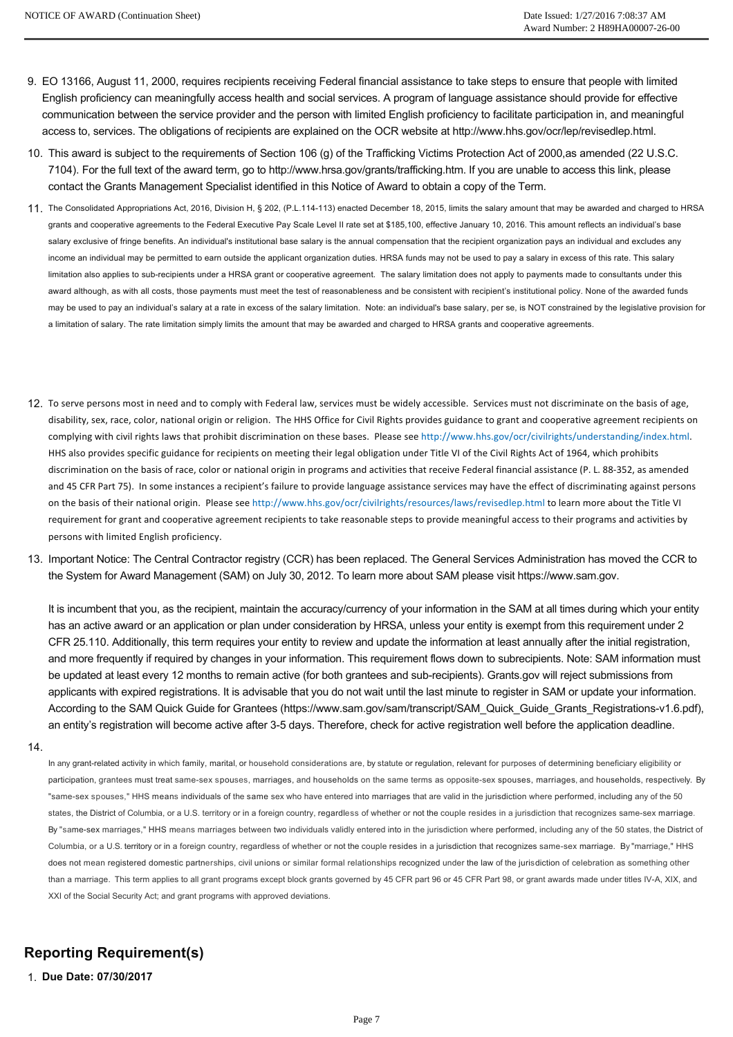9. EO 13166, August 11, 2000, requires recipients receiving Federal financial assistance to take steps to ensure that people with limited English proficiency can meaningfully access health and social services. A program of language assistance should provide for effective communication between the service provider and the person with limited English proficiency to facilitate participation in, and meaningful access to, services. The obligations of recipients are explained on the OCR website at http://www.hhs.gov/ocr/lep/revisedlep.html.

10. This award is subject to the requirements of Section 106 (g) of the Trafficking Victims Protection Act of 2000,as amended (22 U.S.C. 7104). For the full text of the award term, go to http://www.hrsa.gov/grants/trafficking.htm. If you are unable to access this link, please contact the Grants Management Specialist identified in this Notice of Award to obtain a copy of the Term.

11. The Consolidated Appropriations Act, 2016, Division H, § 202, (P.L.114-113) enacted December 18, 2015, limits the salary amount that may be awarded and charged to HRSA grants and cooperative agreements to the Federal Executive Pay Scale Level II rate set at $185,100, effective January 10, 2016. This amount reflects an individual's base salary exclusive of fringe benefits. An individual's institutional base salary is the annual compensation that the recipient organization pays an individual and excludes any income an individual may be permitted to earn outside the applicant organization duties. HRSA funds may not be used to pay a salary in excess of this rate. This salary limitation also applies to sub-recipients under a HRSA grant or cooperative agreement. The salary limitation does not apply to payments made to consultants under this award although, as with all costs, those payments must meet the test of reasonableness and be consistent with recipient's institutional policy. None of the awarded funds may be used to pay an individual's salary at a rate in excess of the salary limitation. Note: an individual's base salary, per se, is NOT constrained by the legislative provision for a limitation of salary. The rate limitation simply limits the amount that may be awarded and charged to HRSA grants and cooperative agreements.

12. To serve persons most in need and to comply with Federal law, services must be widely accessible. Services must not discriminate on the basis of age, disability, sex, race, color, national origin or religion. The HHS Office for Civil Rights provides guidance to grant and cooperative agreement recipients on complying with civil rights laws that prohibit discrimination on these bases. Please see http://www.hhs.gov/ocr/civilrights/understanding/index.html. HHS also provides specific guidance for recipients on meeting their legal obligation under Title VI of the Civil Rights Act of 1964, which prohibits discrimination on the basis of race, color or national origin in programs and activities that receive Federal financial assistance (P. L. 88-352, as amended and 45 CFR Part 75). In some instances a recipient's failure to provide language assistance services may have the effect of discriminating against persons on the basis of their national origin. Please see http://www.hhs.gov/ocr/civilrights/resources/laws/revisedlep.html to learn more about the Title VI requirement for grant and cooperative agreement recipients to take reasonable steps to provide meaningful access to their programs and activities by persons with limited English proficiency.

13. Important Notice: The Central Contractor registry (CCR) has been replaced. The General Services Administration has moved the CCR to the System for Award Management (SAM) on July 30, 2012. To learn more about SAM please visit https://www.sam.gov.

    It is incumbent that you, as the recipient, maintain the accuracy/currency of your information in the SAM at all times during which your entity has an active award or an application or plan under consideration by HRSA, unless your entity is exempt from this requirement under 2 CFR 25.110. Additionally, this term requires your entity to review and update the information at least annually after the initial registration, and more frequently if required by changes in your information. This requirement flows down to subrecipients. Note: SAM information must be updated at least every 12 months to remain active (for both grantees and sub-recipients). Grants.gov will reject submissions from applicants with expired registrations. It is advisable that you do not wait until the last minute to register in SAM or update your information. According to the SAM Quick Guide for Grantees (https://www.sam.gov/sam/transcript/SAM_Quick_Guide_Grants_Registrations-v1.6.pdf), an entity's registration will become active after 3-5 days. Therefore, check for active registration well before the application deadline.

14. In any grant-related activity in which family, marital, or household considerations are, by statute or regulation, relevant for purposes of determining beneficiary eligibility or participation, grantees must treat same-sex spouses, marriages, and households on the same terms as opposite-sex spouses, marriages, and households, respectively. By "same-sex spouses," HHS means individuals of the same sex who have entered into marriages that are valid in the jurisdiction where performed, including any of the 50 states, the District of Columbia, or a U.S. territory or in a foreign country, regardless of whether or not the couple resides in a jurisdiction that recognizes same-sex marriage. By "same-sex marriages," HHS means marriages between two individuals validly entered into in the jurisdiction where performed, including any of the 50 states, the District of Columbia, or a U.S. territory or in a foreign country, regardless of whether or not the couple resides in a jurisdiction that recognizes same-sex marriage. By "marriage," HHS does not mean registered domestic partnerships, civil unions or similar formal relationships recognized under the law of the jurisdiction of celebration as something other than a marriage. This term applies to all grant programs except block grants governed by 45 CFR part 96 or 45 CFR Part 98, or grant awards made under titles IV-A, XIX, and XXI of the Social Security Act; and grant programs with approved deviations.

## Reporting Requirement(s)

1. **Due Date: 07/30/2017**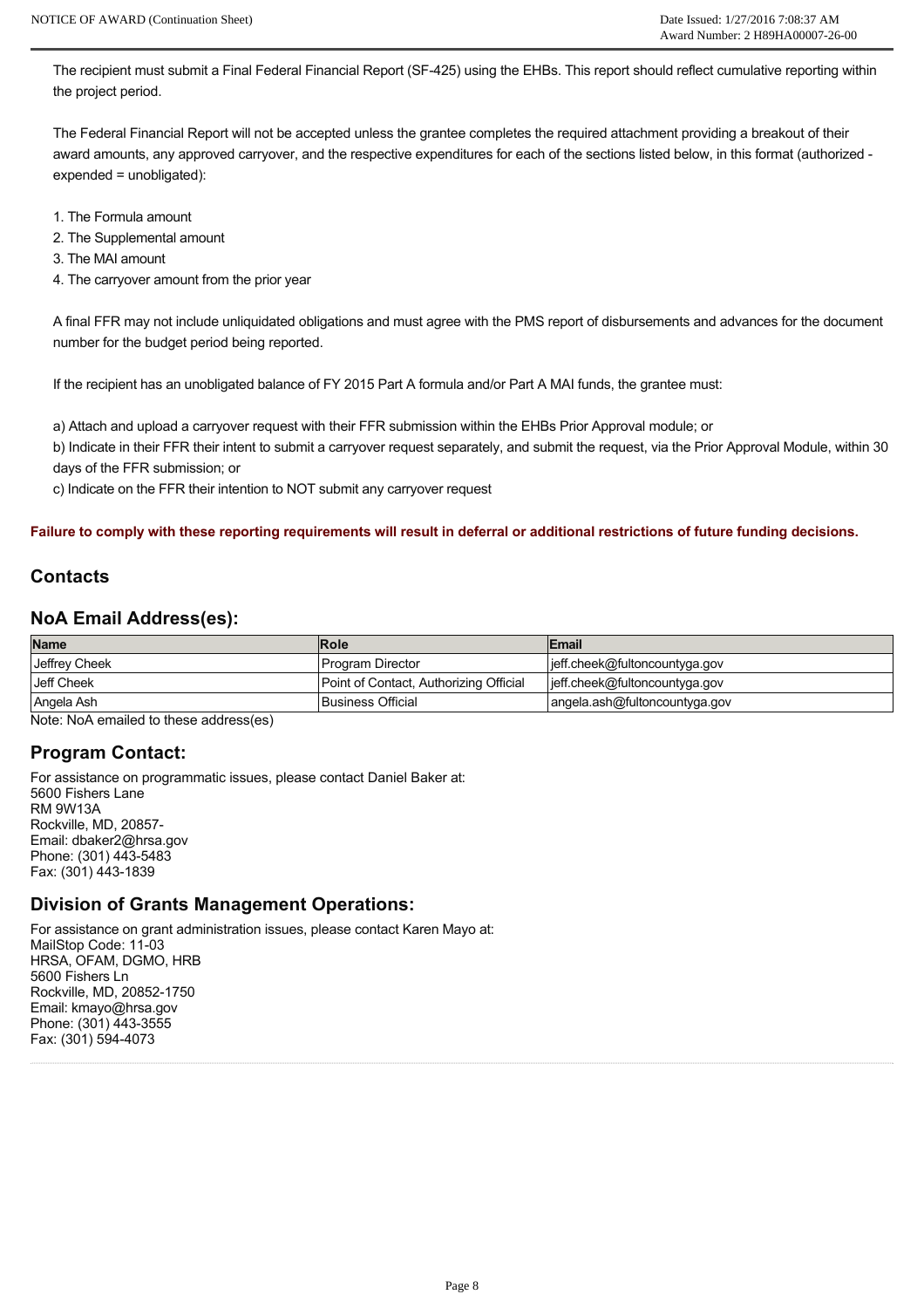The recipient must submit a Final Federal Financial Report (SF-425) using the EHBs. This report should reflect cumulative reporting within the project period.

The Federal Financial Report will not be accepted unless the grantee completes the required attachment providing a breakout of their award amounts, any approved carryover, and the respective expenditures for each of the sections listed below, in this format (authorized - expended = unobligated):

1. The Formula amount
2. The Supplemental amount
3. The MAI amount
4. The carryover amount from the prior year

A final FFR may not include unliquidated obligations and must agree with the PMS report of disbursements and advances for the document number for the budget period being reported.

If the recipient has an unobligated balance of FY 2015 Part A formula and/or Part A MAI funds, the grantee must:

a) Attach and upload a carryover request with their FFR submission within the EHBs Prior Approval module; or
b) Indicate in their FFR their intent to submit a carryover request separately, and submit the request, via the Prior Approval Module, within 30 days of the FFR submission; or
c) Indicate on the FFR their intention to NOT submit any carryover request

**Failure to comply with these reporting requirements will result in deferral or additional restrictions of future funding decisions.**

## Contacts

## NoA Email Address(es):

| Name | Role | Email |
|---|---|---|
| Jeffrey Cheek | Program Director | jeff.cheek@fultoncountyga.gov |
| Jeff Cheek | Point of Contact, Authorizing Official | jeff.cheek@fultoncountyga.gov |
| Angela Ash | Business Official | angela.ash@fultoncountyga.gov |

Note: NoA emailed to these address(es)

## Program Contact:

For assistance on programmatic issues, please contact Daniel Baker at:
5600 Fishers Lane
RM 9W13A
Rockville, MD, 20857-
Email: dbaker2@hrsa.gov
Phone: (301) 443-5483
Fax: (301) 443-1839

## Division of Grants Management Operations:

For assistance on grant administration issues, please contact Karen Mayo at:
MailStop Code: 11-03
HRSA, OFAM, DGMO, HRB
5600 Fishers Ln
Rockville, MD, 20852-1750
Email: kmayo@hrsa.gov
Phone: (301) 443-3555
Fax: (301) 594-4073